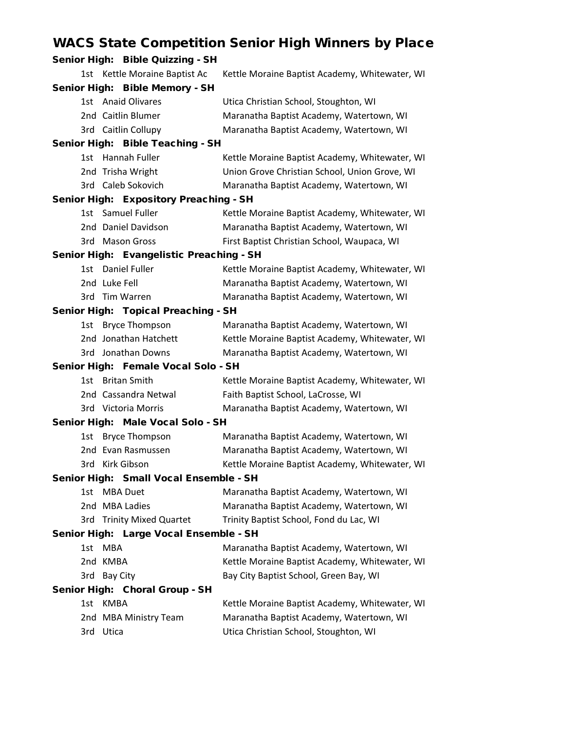# WACS State Competition Senior High Winners by Place

### Senior High: Bible Quizzing - SH

| Place | Name | School |
|---|---|---|
| 1st | Kettle Moraine Baptist Ac | Kettle Moraine Baptist Academy, Whitewater, WI |

### Senior High: Bible Memory - SH

| Place | Name | School |
|---|---|---|
| 1st | Anaid Olivares | Utica Christian School, Stoughton, WI |
| 2nd | Caitlin Blumer | Maranatha Baptist Academy, Watertown, WI |
| 3rd | Caitlin Collupy | Maranatha Baptist Academy, Watertown, WI |

### Senior High: Bible Teaching - SH

| Place | Name | School |
|---|---|---|
| 1st | Hannah Fuller | Kettle Moraine Baptist Academy, Whitewater, WI |
| 2nd | Trisha Wright | Union Grove Christian School, Union Grove, WI |
| 3rd | Caleb Sokovich | Maranatha Baptist Academy, Watertown, WI |

### Senior High: Expository Preaching - SH

| Place | Name | School |
|---|---|---|
| 1st | Samuel Fuller | Kettle Moraine Baptist Academy, Whitewater, WI |
| 2nd | Daniel Davidson | Maranatha Baptist Academy, Watertown, WI |
| 3rd | Mason Gross | First Baptist Christian School, Waupaca, WI |

### Senior High: Evangelistic Preaching - SH

| Place | Name | School |
|---|---|---|
| 1st | Daniel Fuller | Kettle Moraine Baptist Academy, Whitewater, WI |
| 2nd | Luke Fell | Maranatha Baptist Academy, Watertown, WI |
| 3rd | Tim Warren | Maranatha Baptist Academy, Watertown, WI |

### Senior High: Topical Preaching - SH

| Place | Name | School |
|---|---|---|
| 1st | Bryce Thompson | Maranatha Baptist Academy, Watertown, WI |
| 2nd | Jonathan Hatchett | Kettle Moraine Baptist Academy, Whitewater, WI |
| 3rd | Jonathan Downs | Maranatha Baptist Academy, Watertown, WI |

### Senior High: Female Vocal Solo - SH

| Place | Name | School |
|---|---|---|
| 1st | Britan Smith | Kettle Moraine Baptist Academy, Whitewater, WI |
| 2nd | Cassandra Netwal | Faith Baptist School, LaCrosse, WI |
| 3rd | Victoria Morris | Maranatha Baptist Academy, Watertown, WI |

### Senior High: Male Vocal Solo - SH

| Place | Name | School |
|---|---|---|
| 1st | Bryce Thompson | Maranatha Baptist Academy, Watertown, WI |
| 2nd | Evan Rasmussen | Maranatha Baptist Academy, Watertown, WI |
| 3rd | Kirk Gibson | Kettle Moraine Baptist Academy, Whitewater, WI |

### Senior High: Small Vocal Ensemble - SH

| Place | Name | School |
|---|---|---|
| 1st | MBA Duet | Maranatha Baptist Academy, Watertown, WI |
| 2nd | MBA Ladies | Maranatha Baptist Academy, Watertown, WI |
| 3rd | Trinity Mixed Quartet | Trinity Baptist School, Fond du Lac, WI |

### Senior High: Large Vocal Ensemble - SH

| Place | Name | School |
|---|---|---|
| 1st | MBA | Maranatha Baptist Academy, Watertown, WI |
| 2nd | KMBA | Kettle Moraine Baptist Academy, Whitewater, WI |
| 3rd | Bay City | Bay City Baptist School, Green Bay, WI |

### Senior High: Choral Group - SH

| Place | Name | School |
|---|---|---|
| 1st | KMBA | Kettle Moraine Baptist Academy, Whitewater, WI |
| 2nd | MBA Ministry Team | Maranatha Baptist Academy, Watertown, WI |
| 3rd | Utica | Utica Christian School, Stoughton, WI |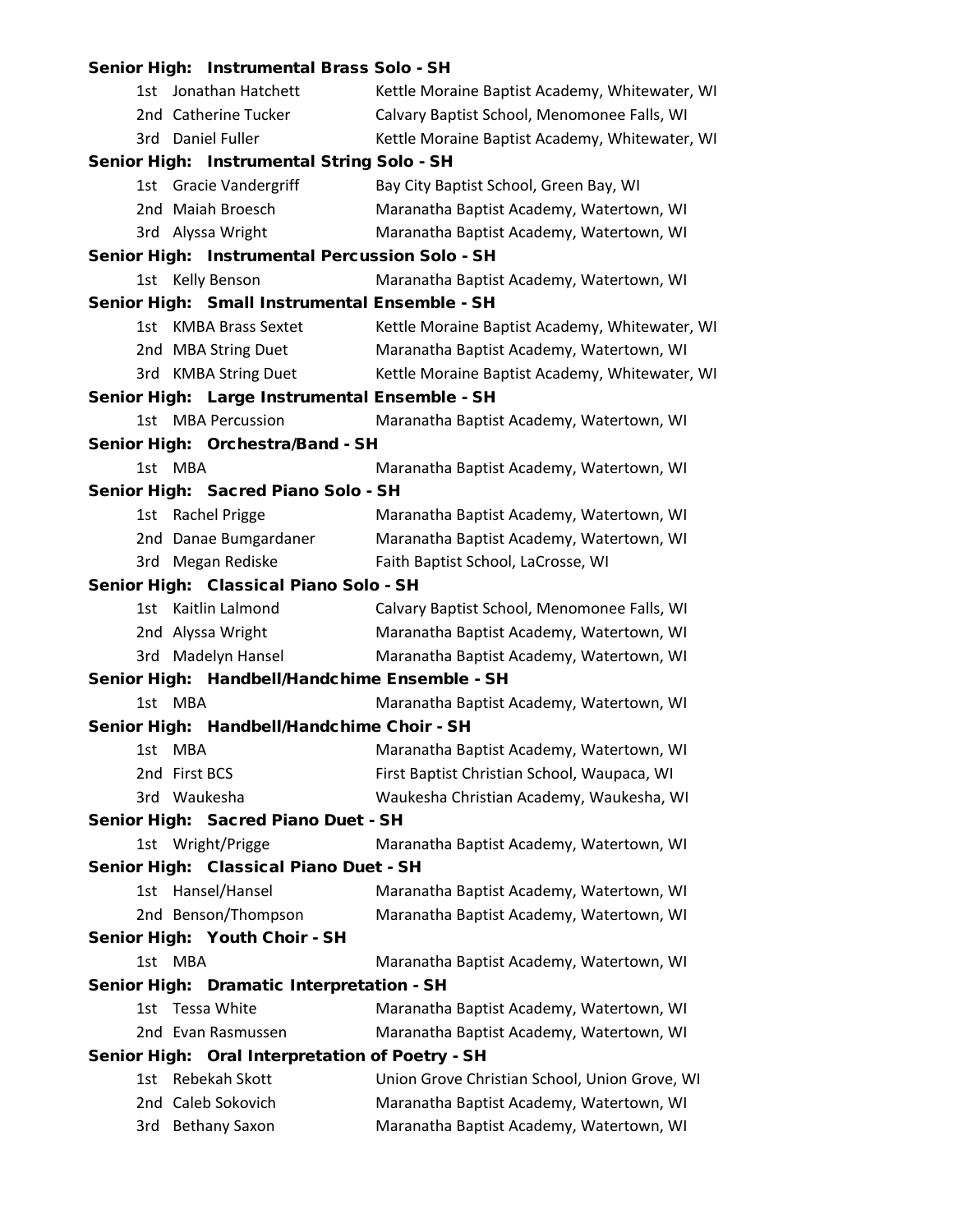**Senior High: Instrumental Brass Solo - SH**

| | | |
|---|---|---|
| 1st | Jonathan Hatchett | Kettle Moraine Baptist Academy, Whitewater, WI |
| 2nd | Catherine Tucker | Calvary Baptist School, Menomonee Falls, WI |
| 3rd | Daniel Fuller | Kettle Moraine Baptist Academy, Whitewater, WI |

**Senior High: Instrumental String Solo - SH**

| | | |
|---|---|---|
| 1st | Gracie Vandergriff | Bay City Baptist School, Green Bay, WI |
| 2nd | Maiah Broesch | Maranatha Baptist Academy, Watertown, WI |
| 3rd | Alyssa Wright | Maranatha Baptist Academy, Watertown, WI |

**Senior High: Instrumental Percussion Solo - SH**

| | | |
|---|---|---|
| 1st | Kelly Benson | Maranatha Baptist Academy, Watertown, WI |

**Senior High: Small Instrumental Ensemble - SH**

| | | |
|---|---|---|
| 1st | KMBA Brass Sextet | Kettle Moraine Baptist Academy, Whitewater, WI |
| 2nd | MBA String Duet | Maranatha Baptist Academy, Watertown, WI |
| 3rd | KMBA String Duet | Kettle Moraine Baptist Academy, Whitewater, WI |

**Senior High: Large Instrumental Ensemble - SH**

| | | |
|---|---|---|
| 1st | MBA Percussion | Maranatha Baptist Academy, Watertown, WI |

**Senior High: Orchestra/Band - SH**

| | | |
|---|---|---|
| 1st | MBA | Maranatha Baptist Academy, Watertown, WI |

**Senior High: Sacred Piano Solo - SH**

| | | |
|---|---|---|
| 1st | Rachel Prigge | Maranatha Baptist Academy, Watertown, WI |
| 2nd | Danae Bumgardaner | Maranatha Baptist Academy, Watertown, WI |
| 3rd | Megan Rediske | Faith Baptist School, LaCrosse, WI |

**Senior High: Classical Piano Solo - SH**

| | | |
|---|---|---|
| 1st | Kaitlin Lalmond | Calvary Baptist School, Menomonee Falls, WI |
| 2nd | Alyssa Wright | Maranatha Baptist Academy, Watertown, WI |
| 3rd | Madelyn Hansel | Maranatha Baptist Academy, Watertown, WI |

**Senior High: Handbell/Handchime Ensemble - SH**

| | | |
|---|---|---|
| 1st | MBA | Maranatha Baptist Academy, Watertown, WI |

**Senior High: Handbell/Handchime Choir - SH**

| | | |
|---|---|---|
| 1st | MBA | Maranatha Baptist Academy, Watertown, WI |
| 2nd | First BCS | First Baptist Christian School, Waupaca, WI |
| 3rd | Waukesha | Waukesha Christian Academy, Waukesha, WI |

**Senior High: Sacred Piano Duet - SH**

| | | |
|---|---|---|
| 1st | Wright/Prigge | Maranatha Baptist Academy, Watertown, WI |

**Senior High: Classical Piano Duet - SH**

| | | |
|---|---|---|
| 1st | Hansel/Hansel | Maranatha Baptist Academy, Watertown, WI |
| 2nd | Benson/Thompson | Maranatha Baptist Academy, Watertown, WI |

**Senior High: Youth Choir - SH**

| | | |
|---|---|---|
| 1st | MBA | Maranatha Baptist Academy, Watertown, WI |

**Senior High: Dramatic Interpretation - SH**

| | | |
|---|---|---|
| 1st | Tessa White | Maranatha Baptist Academy, Watertown, WI |
| 2nd | Evan Rasmussen | Maranatha Baptist Academy, Watertown, WI |

**Senior High: Oral Interpretation of Poetry - SH**

| | | |
|---|---|---|
| 1st | Rebekah Skott | Union Grove Christian School, Union Grove, WI |
| 2nd | Caleb Sokovich | Maranatha Baptist Academy, Watertown, WI |
| 3rd | Bethany Saxon | Maranatha Baptist Academy, Watertown, WI |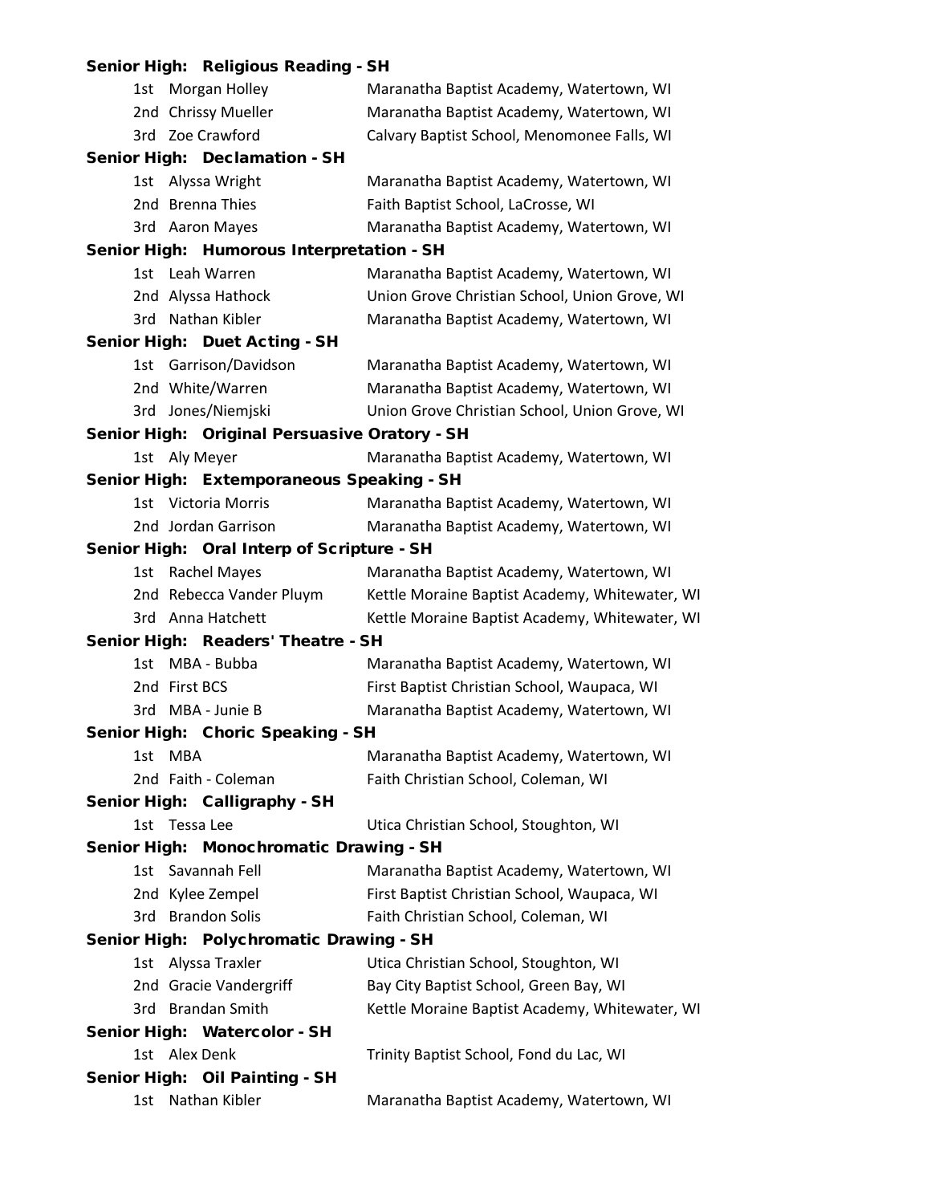**Senior High: Religious Reading - SH**

| | | |
|---|---|---|
| 1st | Morgan Holley | Maranatha Baptist Academy, Watertown, WI |
| 2nd | Chrissy Mueller | Maranatha Baptist Academy, Watertown, WI |
| 3rd | Zoe Crawford | Calvary Baptist School, Menomonee Falls, WI |

**Senior High: Declamation - SH**

| | | |
|---|---|---|
| 1st | Alyssa Wright | Maranatha Baptist Academy, Watertown, WI |
| 2nd | Brenna Thies | Faith Baptist School, LaCrosse, WI |
| 3rd | Aaron Mayes | Maranatha Baptist Academy, Watertown, WI |

**Senior High: Humorous Interpretation - SH**

| | | |
|---|---|---|
| 1st | Leah Warren | Maranatha Baptist Academy, Watertown, WI |
| 2nd | Alyssa Hathock | Union Grove Christian School, Union Grove, WI |
| 3rd | Nathan Kibler | Maranatha Baptist Academy, Watertown, WI |

**Senior High: Duet Acting - SH**

| | | |
|---|---|---|
| 1st | Garrison/Davidson | Maranatha Baptist Academy, Watertown, WI |
| 2nd | White/Warren | Maranatha Baptist Academy, Watertown, WI |
| 3rd | Jones/Niemjski | Union Grove Christian School, Union Grove, WI |

**Senior High: Original Persuasive Oratory - SH**

| | | |
|---|---|---|
| 1st | Aly Meyer | Maranatha Baptist Academy, Watertown, WI |

**Senior High: Extemporaneous Speaking - SH**

| | | |
|---|---|---|
| 1st | Victoria Morris | Maranatha Baptist Academy, Watertown, WI |
| 2nd | Jordan Garrison | Maranatha Baptist Academy, Watertown, WI |

**Senior High: Oral Interp of Scripture - SH**

| | | |
|---|---|---|
| 1st | Rachel Mayes | Maranatha Baptist Academy, Watertown, WI |
| 2nd | Rebecca Vander Pluym | Kettle Moraine Baptist Academy, Whitewater, WI |
| 3rd | Anna Hatchett | Kettle Moraine Baptist Academy, Whitewater, WI |

**Senior High: Readers' Theatre - SH**

| | | |
|---|---|---|
| 1st | MBA - Bubba | Maranatha Baptist Academy, Watertown, WI |
| 2nd | First BCS | First Baptist Christian School, Waupaca, WI |
| 3rd | MBA - Junie B | Maranatha Baptist Academy, Watertown, WI |

**Senior High: Choric Speaking - SH**

| | | |
|---|---|---|
| 1st | MBA | Maranatha Baptist Academy, Watertown, WI |
| 2nd | Faith - Coleman | Faith Christian School, Coleman, WI |

**Senior High: Calligraphy - SH**

| | | |
|---|---|---|
| 1st | Tessa Lee | Utica Christian School, Stoughton, WI |

**Senior High: Monochromatic Drawing - SH**

| | | |
|---|---|---|
| 1st | Savannah Fell | Maranatha Baptist Academy, Watertown, WI |
| 2nd | Kylee Zempel | First Baptist Christian School, Waupaca, WI |
| 3rd | Brandon Solis | Faith Christian School, Coleman, WI |

**Senior High: Polychromatic Drawing - SH**

| | | |
|---|---|---|
| 1st | Alyssa Traxler | Utica Christian School, Stoughton, WI |
| 2nd | Gracie Vandergriff | Bay City Baptist School, Green Bay, WI |
| 3rd | Brandan Smith | Kettle Moraine Baptist Academy, Whitewater, WI |

**Senior High: Watercolor - SH**

| | | |
|---|---|---|
| 1st | Alex Denk | Trinity Baptist School, Fond du Lac, WI |

**Senior High: Oil Painting - SH**

| | | |
|---|---|---|
| 1st | Nathan Kibler | Maranatha Baptist Academy, Watertown, WI |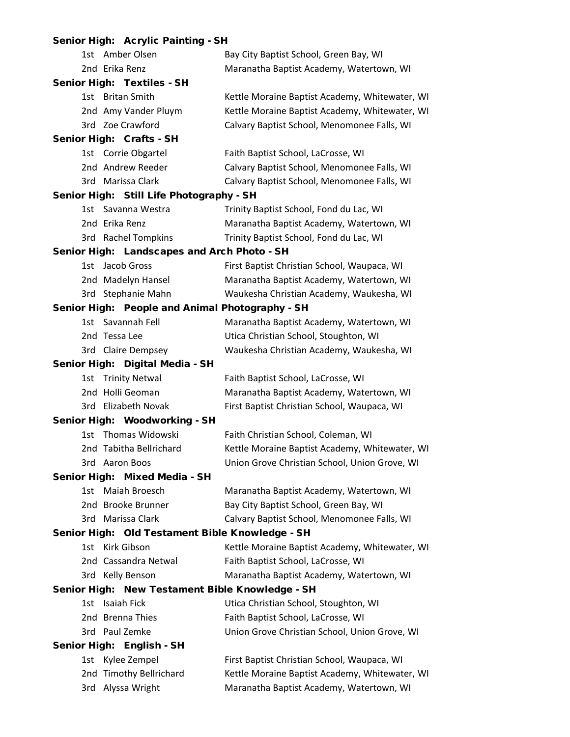**Senior High: Acrylic Painting - SH**

| Place | Name | School |
|---|---|---|
| 1st | Amber Olsen | Bay City Baptist School, Green Bay, WI |
| 2nd | Erika Renz | Maranatha Baptist Academy, Watertown, WI |

**Senior High: Textiles - SH**

| Place | Name | School |
|---|---|---|
| 1st | Britan Smith | Kettle Moraine Baptist Academy, Whitewater, WI |
| 2nd | Amy Vander Pluym | Kettle Moraine Baptist Academy, Whitewater, WI |
| 3rd | Zoe Crawford | Calvary Baptist School, Menomonee Falls, WI |

**Senior High: Crafts - SH**

| Place | Name | School |
|---|---|---|
| 1st | Corrie Obgartel | Faith Baptist School, LaCrosse, WI |
| 2nd | Andrew Reeder | Calvary Baptist School, Menomonee Falls, WI |
| 3rd | Marissa Clark | Calvary Baptist School, Menomonee Falls, WI |

**Senior High: Still Life Photography - SH**

| Place | Name | School |
|---|---|---|
| 1st | Savanna Westra | Trinity Baptist School, Fond du Lac, WI |
| 2nd | Erika Renz | Maranatha Baptist Academy, Watertown, WI |
| 3rd | Rachel Tompkins | Trinity Baptist School, Fond du Lac, WI |

**Senior High: Landscapes and Arch Photo - SH**

| Place | Name | School |
|---|---|---|
| 1st | Jacob Gross | First Baptist Christian School, Waupaca, WI |
| 2nd | Madelyn Hansel | Maranatha Baptist Academy, Watertown, WI |
| 3rd | Stephanie Mahn | Waukesha Christian Academy, Waukesha, WI |

**Senior High: People and Animal Photography - SH**

| Place | Name | School |
|---|---|---|
| 1st | Savannah Fell | Maranatha Baptist Academy, Watertown, WI |
| 2nd | Tessa Lee | Utica Christian School, Stoughton, WI |
| 3rd | Claire Dempsey | Waukesha Christian Academy, Waukesha, WI |

**Senior High: Digital Media - SH**

| Place | Name | School |
|---|---|---|
| 1st | Trinity Netwal | Faith Baptist School, LaCrosse, WI |
| 2nd | Holli Geoman | Maranatha Baptist Academy, Watertown, WI |
| 3rd | Elizabeth Novak | First Baptist Christian School, Waupaca, WI |

**Senior High: Woodworking - SH**

| Place | Name | School |
|---|---|---|
| 1st | Thomas Widowski | Faith Christian School, Coleman, WI |
| 2nd | Tabitha Bellrichard | Kettle Moraine Baptist Academy, Whitewater, WI |
| 3rd | Aaron Boos | Union Grove Christian School, Union Grove, WI |

**Senior High: Mixed Media - SH**

| Place | Name | School |
|---|---|---|
| 1st | Maiah Broesch | Maranatha Baptist Academy, Watertown, WI |
| 2nd | Brooke Brunner | Bay City Baptist School, Green Bay, WI |
| 3rd | Marissa Clark | Calvary Baptist School, Menomonee Falls, WI |

**Senior High: Old Testament Bible Knowledge - SH**

| Place | Name | School |
|---|---|---|
| 1st | Kirk Gibson | Kettle Moraine Baptist Academy, Whitewater, WI |
| 2nd | Cassandra Netwal | Faith Baptist School, LaCrosse, WI |
| 3rd | Kelly Benson | Maranatha Baptist Academy, Watertown, WI |

**Senior High: New Testament Bible Knowledge - SH**

| Place | Name | School |
|---|---|---|
| 1st | Isaiah Fick | Utica Christian School, Stoughton, WI |
| 2nd | Brenna Thies | Faith Baptist School, LaCrosse, WI |
| 3rd | Paul Zemke | Union Grove Christian School, Union Grove, WI |

**Senior High: English - SH**

| Place | Name | School |
|---|---|---|
| 1st | Kylee Zempel | First Baptist Christian School, Waupaca, WI |
| 2nd | Timothy Bellrichard | Kettle Moraine Baptist Academy, Whitewater, WI |
| 3rd | Alyssa Wright | Maranatha Baptist Academy, Watertown, WI |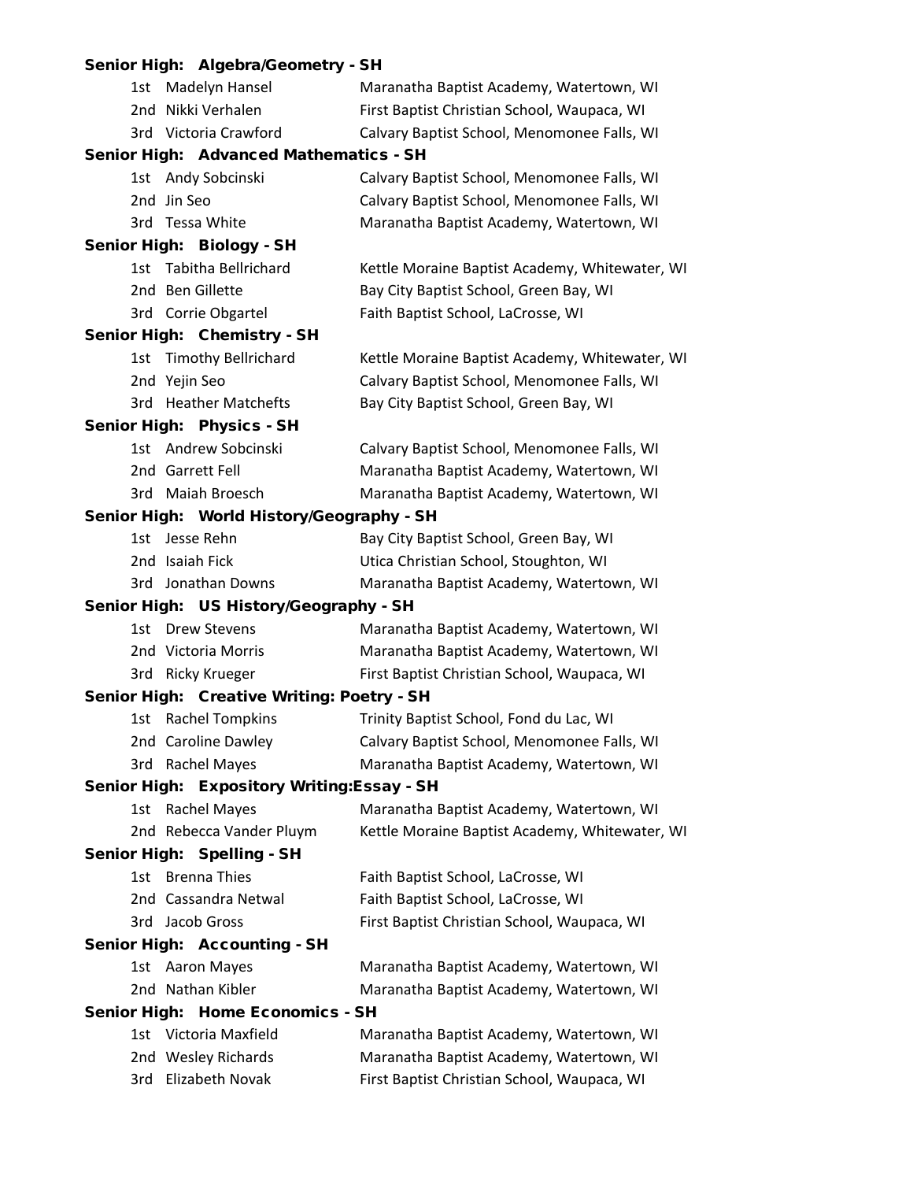**Senior High: Algebra/Geometry - SH**

| | | |
|---|---|---|
| 1st | Madelyn Hansel | Maranatha Baptist Academy, Watertown, WI |
| 2nd | Nikki Verhalen | First Baptist Christian School, Waupaca, WI |
| 3rd | Victoria Crawford | Calvary Baptist School, Menomonee Falls, WI |

**Senior High: Advanced Mathematics - SH**

| | | |
|---|---|---|
| 1st | Andy Sobcinski | Calvary Baptist School, Menomonee Falls, WI |
| 2nd | Jin Seo | Calvary Baptist School, Menomonee Falls, WI |
| 3rd | Tessa White | Maranatha Baptist Academy, Watertown, WI |

**Senior High: Biology - SH**

| | | |
|---|---|---|
| 1st | Tabitha Bellrichard | Kettle Moraine Baptist Academy, Whitewater, WI |
| 2nd | Ben Gillette | Bay City Baptist School, Green Bay, WI |
| 3rd | Corrie Obgartel | Faith Baptist School, LaCrosse, WI |

**Senior High: Chemistry - SH**

| | | |
|---|---|---|
| 1st | Timothy Bellrichard | Kettle Moraine Baptist Academy, Whitewater, WI |
| 2nd | Yejin Seo | Calvary Baptist School, Menomonee Falls, WI |
| 3rd | Heather Matchefts | Bay City Baptist School, Green Bay, WI |

**Senior High: Physics - SH**

| | | |
|---|---|---|
| 1st | Andrew Sobcinski | Calvary Baptist School, Menomonee Falls, WI |
| 2nd | Garrett Fell | Maranatha Baptist Academy, Watertown, WI |
| 3rd | Maiah Broesch | Maranatha Baptist Academy, Watertown, WI |

**Senior High: World History/Geography - SH**

| | | |
|---|---|---|
| 1st | Jesse Rehn | Bay City Baptist School, Green Bay, WI |
| 2nd | Isaiah Fick | Utica Christian School, Stoughton, WI |
| 3rd | Jonathan Downs | Maranatha Baptist Academy, Watertown, WI |

**Senior High: US History/Geography - SH**

| | | |
|---|---|---|
| 1st | Drew Stevens | Maranatha Baptist Academy, Watertown, WI |
| 2nd | Victoria Morris | Maranatha Baptist Academy, Watertown, WI |
| 3rd | Ricky Krueger | First Baptist Christian School, Waupaca, WI |

**Senior High: Creative Writing: Poetry - SH**

| | | |
|---|---|---|
| 1st | Rachel Tompkins | Trinity Baptist School, Fond du Lac, WI |
| 2nd | Caroline Dawley | Calvary Baptist School, Menomonee Falls, WI |
| 3rd | Rachel Mayes | Maranatha Baptist Academy, Watertown, WI |

**Senior High: Expository Writing:Essay - SH**

| | | |
|---|---|---|
| 1st | Rachel Mayes | Maranatha Baptist Academy, Watertown, WI |
| 2nd | Rebecca Vander Pluym | Kettle Moraine Baptist Academy, Whitewater, WI |

**Senior High: Spelling - SH**

| | | |
|---|---|---|
| 1st | Brenna Thies | Faith Baptist School, LaCrosse, WI |
| 2nd | Cassandra Netwal | Faith Baptist School, LaCrosse, WI |
| 3rd | Jacob Gross | First Baptist Christian School, Waupaca, WI |

**Senior High: Accounting - SH**

| | | |
|---|---|---|
| 1st | Aaron Mayes | Maranatha Baptist Academy, Watertown, WI |
| 2nd | Nathan Kibler | Maranatha Baptist Academy, Watertown, WI |

**Senior High: Home Economics - SH**

| | | |
|---|---|---|
| 1st | Victoria Maxfield | Maranatha Baptist Academy, Watertown, WI |
| 2nd | Wesley Richards | Maranatha Baptist Academy, Watertown, WI |
| 3rd | Elizabeth Novak | First Baptist Christian School, Waupaca, WI |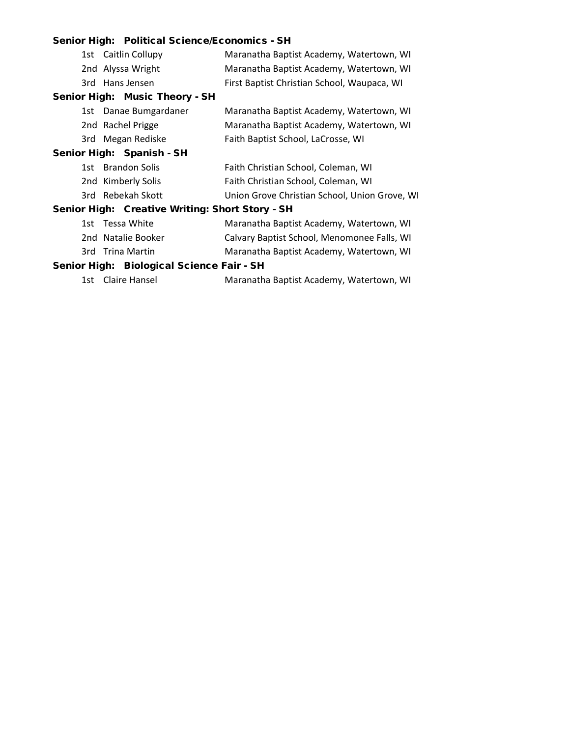**Senior High: Political Science/Economics - SH**

| | | |
|---|---|---|
| 1st | Caitlin Collupy | Maranatha Baptist Academy, Watertown, WI |
| 2nd | Alyssa Wright | Maranatha Baptist Academy, Watertown, WI |
| 3rd | Hans Jensen | First Baptist Christian School, Waupaca, WI |

**Senior High: Music Theory - SH**

| | | |
|---|---|---|
| 1st | Danae Bumgardaner | Maranatha Baptist Academy, Watertown, WI |
| 2nd | Rachel Prigge | Maranatha Baptist Academy, Watertown, WI |
| 3rd | Megan Rediske | Faith Baptist School, LaCrosse, WI |

**Senior High: Spanish - SH**

| | | |
|---|---|---|
| 1st | Brandon Solis | Faith Christian School, Coleman, WI |
| 2nd | Kimberly Solis | Faith Christian School, Coleman, WI |
| 3rd | Rebekah Skott | Union Grove Christian School, Union Grove, WI |

**Senior High: Creative Writing: Short Story - SH**

| | | |
|---|---|---|
| 1st | Tessa White | Maranatha Baptist Academy, Watertown, WI |
| 2nd | Natalie Booker | Calvary Baptist School, Menomonee Falls, WI |
| 3rd | Trina Martin | Maranatha Baptist Academy, Watertown, WI |

**Senior High: Biological Science Fair - SH**

| | | |
|---|---|---|
| 1st | Claire Hansel | Maranatha Baptist Academy, Watertown, WI |